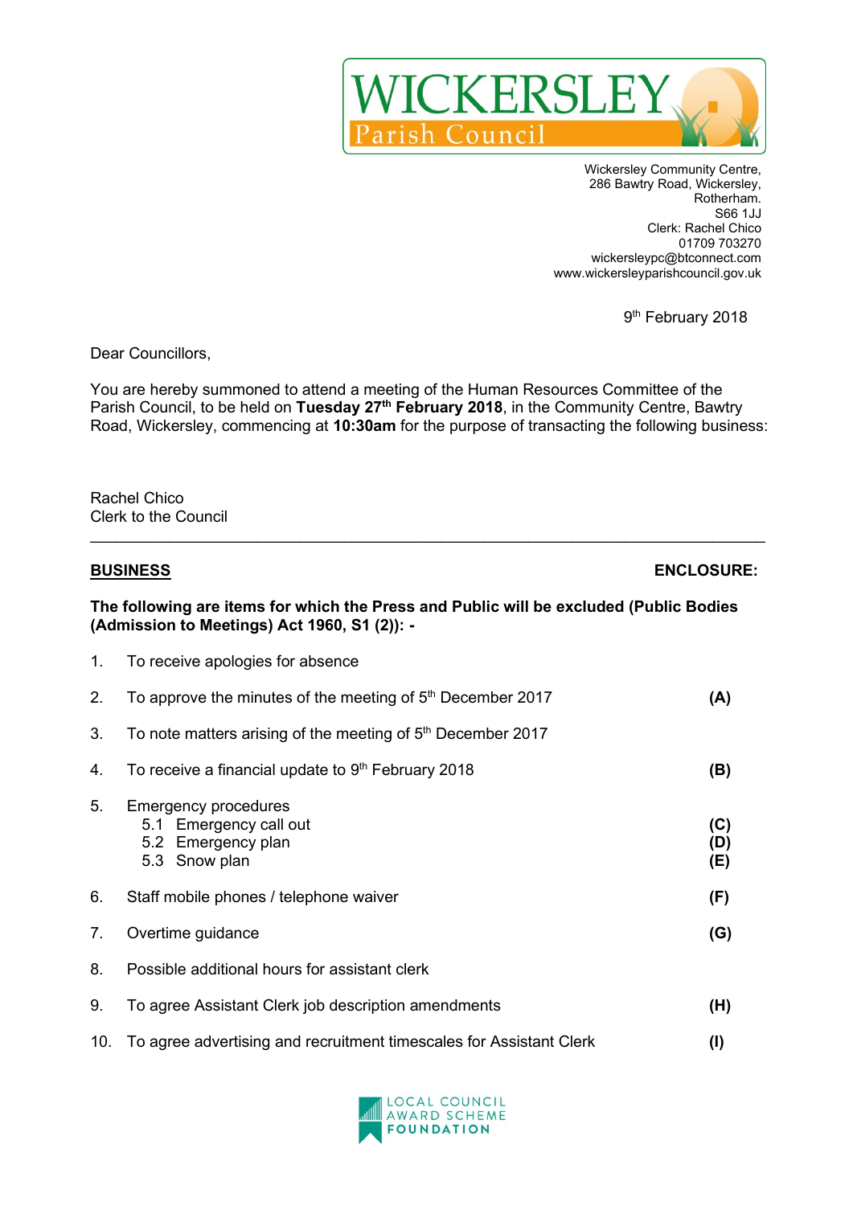# WICKERSLEY Parish Council

Wickersley Community Centre,
286 Bawtry Road, Wickersley,
Rotherham.
S66 1JJ
Clerk: Rachel Chico
01709 703270
wickersleypc@btconnect.com
www.wickersleyparishcouncil.gov.uk

9th February 2018

Dear Councillors,

You are hereby summoned to attend a meeting of the Human Resources Committee of the Parish Council, to be held on **Tuesday 27th February 2018**, in the Community Centre, Bawtry Road, Wickersley, commencing at **10:30am** for the purpose of transacting the following business:

Rachel Chico
Clerk to the Council

---

| **BUSINESS** | **ENCLOSURE:** |
|---|---|

**The following are items for which the Press and Public will be excluded (Public Bodies (Admission to Meetings) Act 1960, S1 (2)): -**

| | | |
|---|---|---|
| 1. | To receive apologies for absence | |
| 2. | To approve the minutes of the meeting of 5th December 2017 | **(A)** |
| 3. | To note matters arising of the meeting of 5th December 2017 | |
| 4. | To receive a financial update to 9th February 2018 | **(B)** |
| 5. | Emergency procedures | |
| | 5.1 Emergency call out | **(C)** |
| | 5.2 Emergency plan | **(D)** |
| | 5.3 Snow plan | **(E)** |
| 6. | Staff mobile phones / telephone waiver | **(F)** |
| 7. | Overtime guidance | **(G)** |
| 8. | Possible additional hours for assistant clerk | |
| 9. | To agree Assistant Clerk job description amendments | **(H)** |
| 10. | To agree advertising and recruitment timescales for Assistant Clerk | **(I)** |

LOCAL COUNCIL AWARD SCHEME FOUNDATION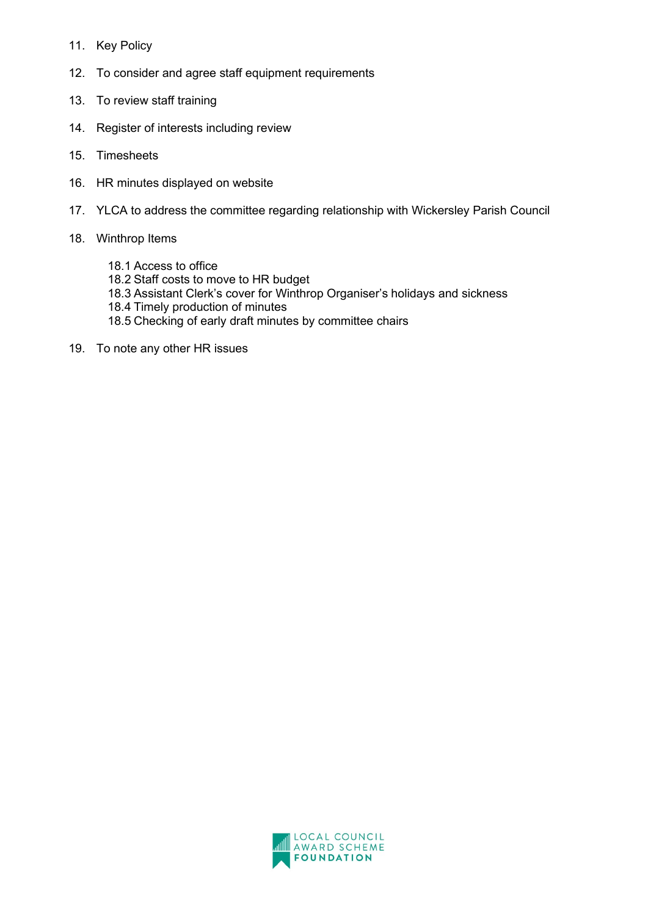11. Key Policy

12. To consider and agree staff equipment requirements

13. To review staff training

14. Register of interests including review

15. Timesheets

16. HR minutes displayed on website

17. YLCA to address the committee regarding relationship with Wickersley Parish Council

18. Winthrop Items

    18.1 Access to office
    18.2 Staff costs to move to HR budget
    18.3 Assistant Clerk's cover for Winthrop Organiser's holidays and sickness
    18.4 Timely production of minutes
    18.5 Checking of early draft minutes by committee chairs

19. To note any other HR issues

LOCAL COUNCIL AWARD SCHEME FOUNDATION